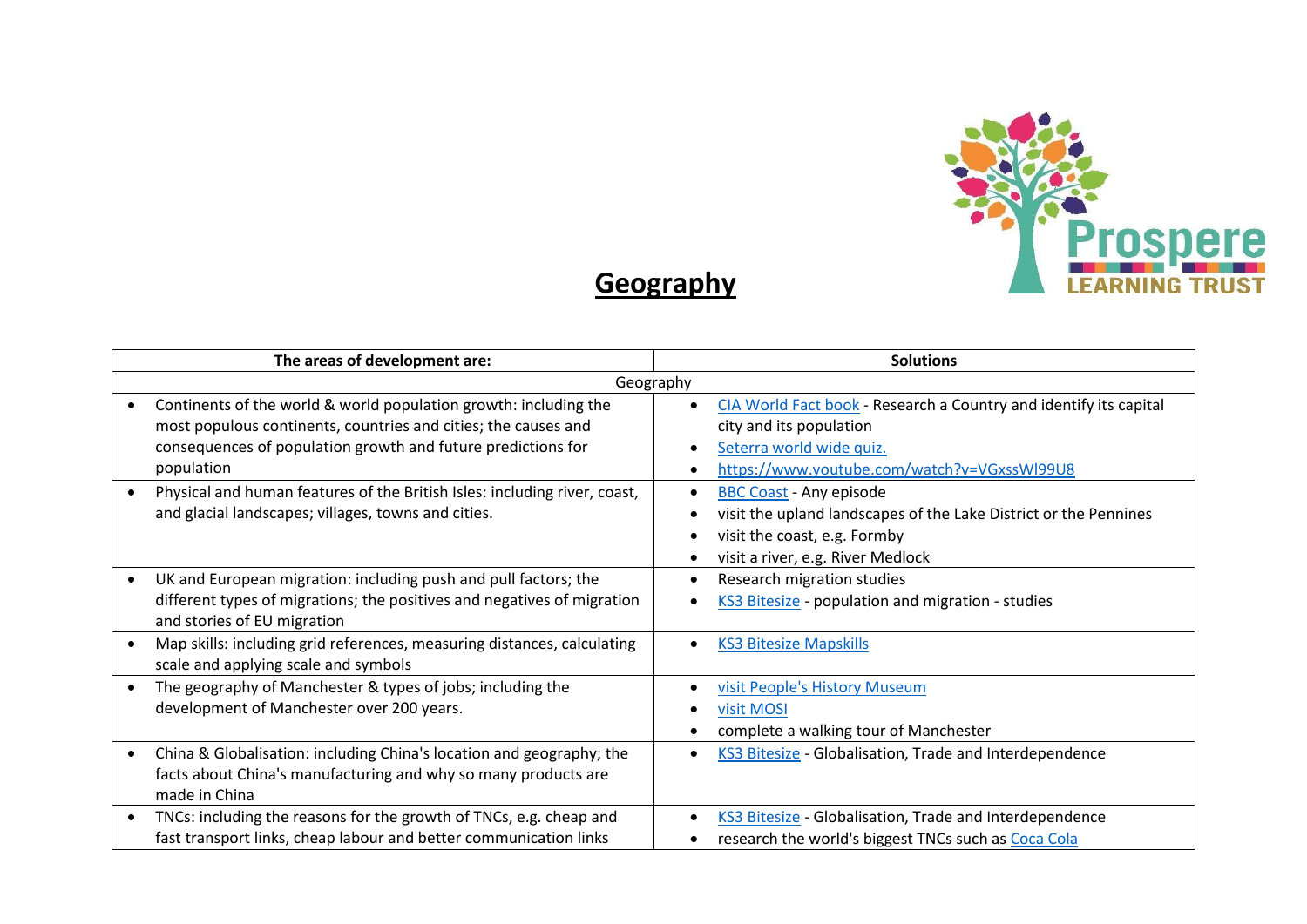# Geography

| The areas of development are: | Solutions |
| --- | --- |
| Geography | |
| • Continents of the world & world population growth: including the most populous continents, countries and cities; the causes and consequences of population growth and future predictions for population | • CIA World Fact book - Research a Country and identify its capital city and its population<br>• Seterra world wide quiz.<br>• https://www.youtube.com/watch?v=VGxssWl99U8 |
| • Physical and human features of the British Isles: including river, coast, and glacial landscapes; villages, towns and cities. | • BBC Coast - Any episode<br>• visit the upland landscapes of the Lake District or the Pennines<br>• visit the coast, e.g. Formby<br>• visit a river, e.g. River Medlock |
| • UK and European migration: including push and pull factors; the different types of migrations; the positives and negatives of migration and stories of EU migration | • Research migration studies<br>• KS3 Bitesize - population and migration - studies |
| • Map skills: including grid references, measuring distances, calculating scale and applying scale and symbols | • KS3 Bitesize Mapskills |
| • The geography of Manchester & types of jobs; including the development of Manchester over 200 years. | • visit People's History Museum<br>• visit MOSI<br>• complete a walking tour of Manchester |
| • China & Globalisation: including China's location and geography; the facts about China's manufacturing and why so many products are made in China | • KS3 Bitesize - Globalisation, Trade and Interdependence |
| • TNCs: including the reasons for the growth of TNCs, e.g. cheap and fast transport links, cheap labour and better communication links | • KS3 Bitesize - Globalisation, Trade and Interdependence<br>• research the world's biggest TNCs such as Coca Cola |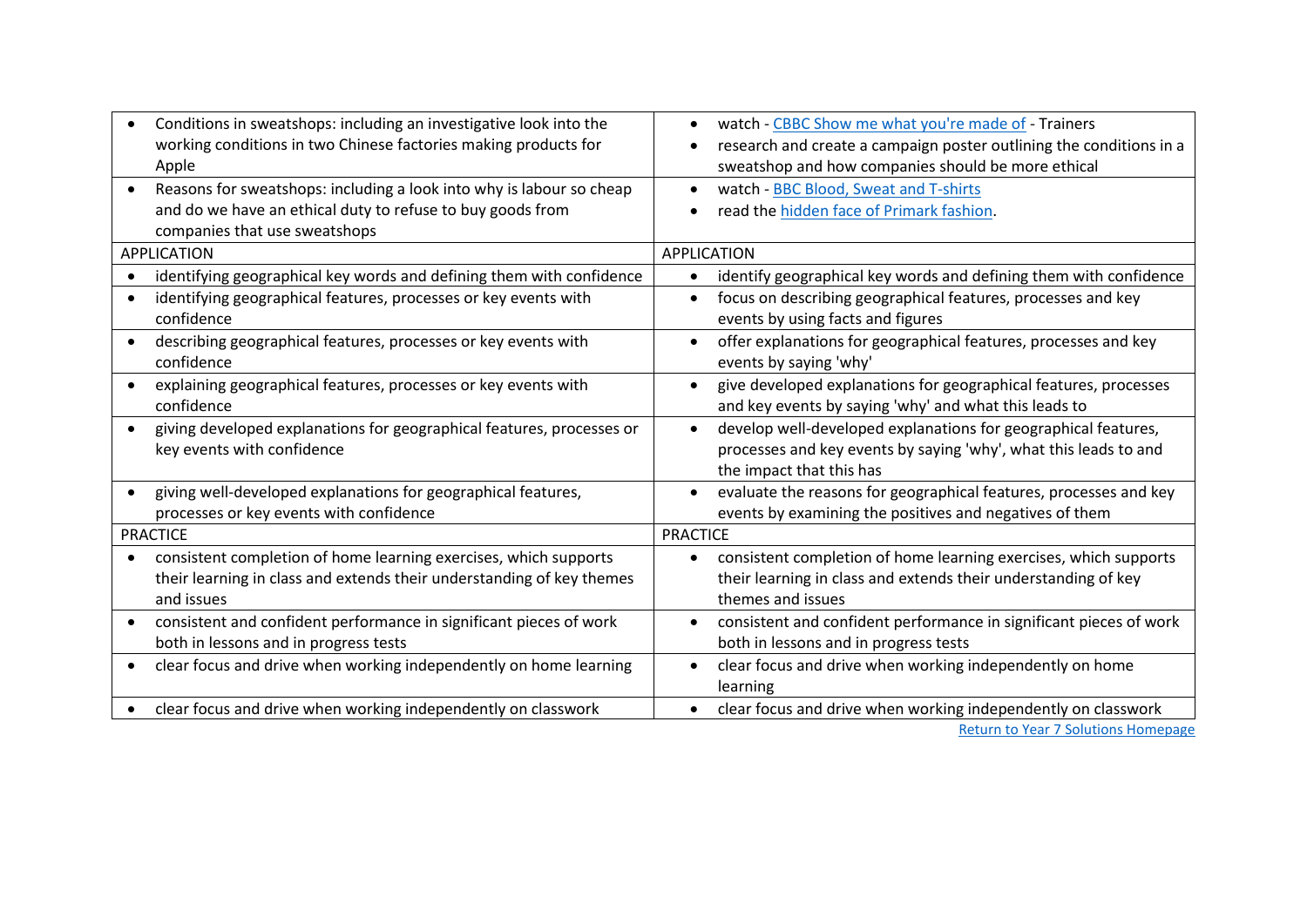| | |
|---|---|
| • Conditions in sweatshops: including an investigative look into the working conditions in two Chinese factories making products for Apple | • watch - [CBBC Show me what you're made of](#) - Trainers<br>• research and create a campaign poster outlining the conditions in a sweatshop and how companies should be more ethical |
| • Reasons for sweatshops: including a look into why is labour so cheap and do we have an ethical duty to refuse to buy goods from companies that use sweatshops | • watch - [BBC Blood, Sweat and T-shirts](#)<br>• read the [hidden face of Primark fashion](#). |
| APPLICATION | APPLICATION |
| • identifying geographical key words and defining them with confidence | • identify geographical key words and defining them with confidence |
| • identifying geographical features, processes or key events with confidence | • focus on describing geographical features, processes and key events by using facts and figures |
| • describing geographical features, processes or key events with confidence | • offer explanations for geographical features, processes and key events by saying 'why' |
| • explaining geographical features, processes or key events with confidence | • give developed explanations for geographical features, processes and key events by saying 'why' and what this leads to |
| • giving developed explanations for geographical features, processes or key events with confidence | • develop well-developed explanations for geographical features, processes and key events by saying 'why', what this leads to and the impact that this has |
| • giving well-developed explanations for geographical features, processes or key events with confidence | • evaluate the reasons for geographical features, processes and key events by examining the positives and negatives of them |
| PRACTICE | PRACTICE |
| • consistent completion of home learning exercises, which supports their learning in class and extends their understanding of key themes and issues | • consistent completion of home learning exercises, which supports their learning in class and extends their understanding of key themes and issues |
| • consistent and confident performance in significant pieces of work both in lessons and in progress tests | • consistent and confident performance in significant pieces of work both in lessons and in progress tests |
| • clear focus and drive when working independently on home learning | • clear focus and drive when working independently on home learning |
| • clear focus and drive when working independently on classwork | • clear focus and drive when working independently on classwork |

[Return to Year 7 Solutions Homepage](#)